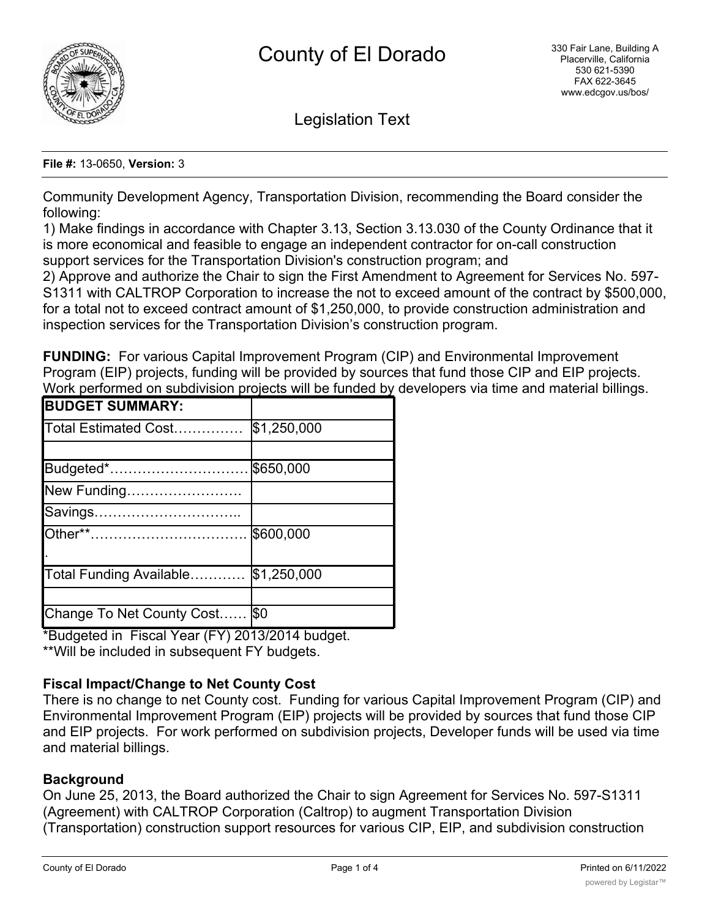# County of El Dorado

330 Fair Lane, Building A
Placerville, California
530 621-5390
FAX 622-3645
www.edcgov.us/bos/

## Legislation Text

**File #:** 13-0650, **Version:** 3

Community Development Agency, Transportation Division, recommending the Board consider the following:
1) Make findings in accordance with Chapter 3.13, Section 3.13.030 of the County Ordinance that it is more economical and feasible to engage an independent contractor for on-call construction support services for the Transportation Division's construction program; and
2) Approve and authorize the Chair to sign the First Amendment to Agreement for Services No. 597-S1311 with CALTROP Corporation to increase the not to exceed amount of the contract by $500,000, for a total not to exceed contract amount of $1,250,000, to provide construction administration and inspection services for the Transportation Division's construction program.

**FUNDING:** For various Capital Improvement Program (CIP) and Environmental Improvement Program (EIP) projects, funding will be provided by sources that fund those CIP and EIP projects. Work performed on subdivision projects will be funded by developers via time and material billings.

| **BUDGET SUMMARY:** | |
|---|---|
| Total Estimated Cost…………… | $1,250,000 |
| | |
| Budgeted*………………………… | $650,000 |
| New Funding……………………. | |
| Savings………………………….. | |
| Other**……………………………. | $600,000 |
| Total Funding Available………… | $1,250,000 |
| | |
| Change To Net County Cost…… | $0 |

*Budgeted in Fiscal Year (FY) 2013/2014 budget.
**Will be included in subsequent FY budgets.

### Fiscal Impact/Change to Net County Cost

There is no change to net County cost. Funding for various Capital Improvement Program (CIP) and Environmental Improvement Program (EIP) projects will be provided by sources that fund those CIP and EIP projects. For work performed on subdivision projects, Developer funds will be used via time and material billings.

### Background

On June 25, 2013, the Board authorized the Chair to sign Agreement for Services No. 597-S1311 (Agreement) with CALTROP Corporation (Caltrop) to augment Transportation Division (Transportation) construction support resources for various CIP, EIP, and subdivision construction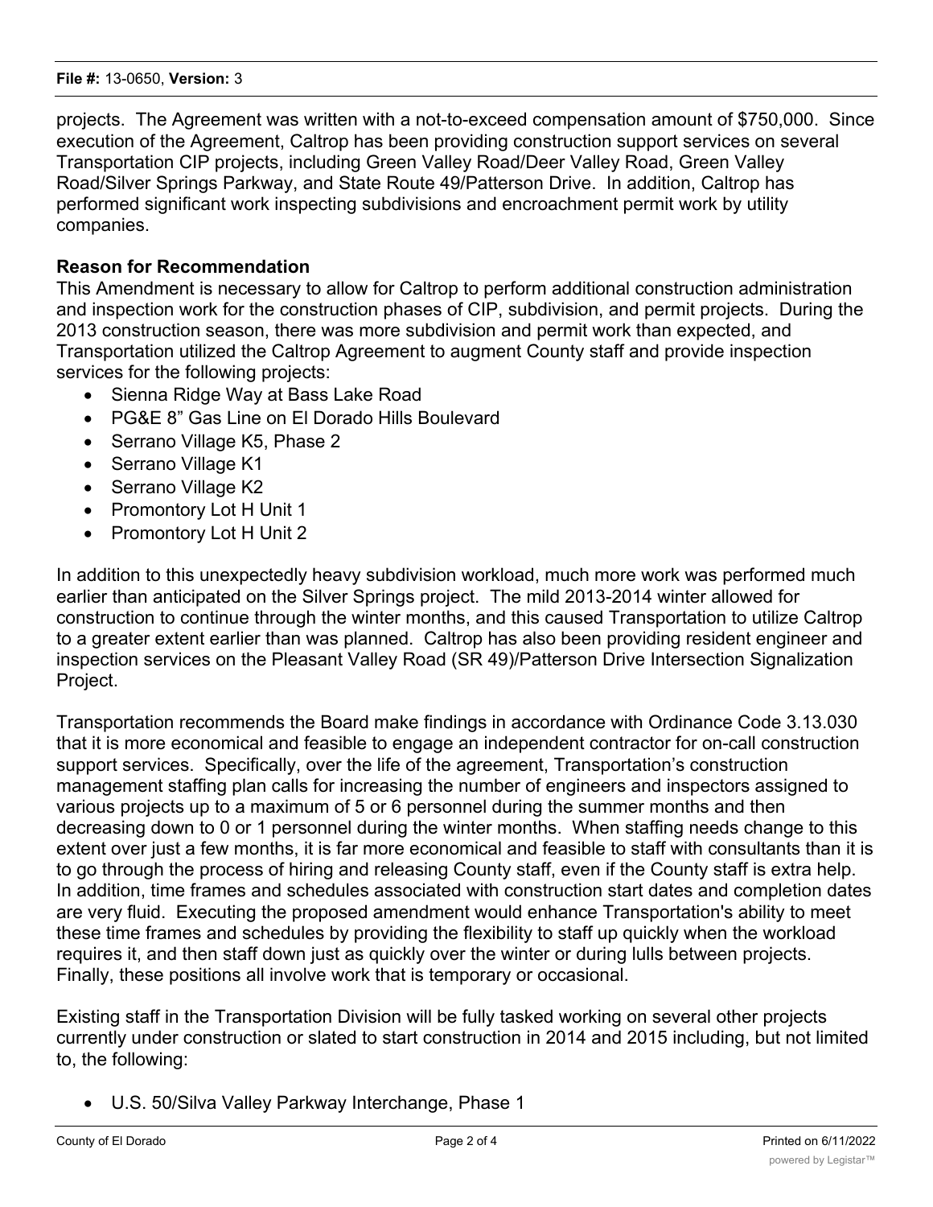projects. The Agreement was written with a not-to-exceed compensation amount of $750,000. Since execution of the Agreement, Caltrop has been providing construction support services on several Transportation CIP projects, including Green Valley Road/Deer Valley Road, Green Valley Road/Silver Springs Parkway, and State Route 49/Patterson Drive. In addition, Caltrop has performed significant work inspecting subdivisions and encroachment permit work by utility companies.

**Reason for Recommendation**

This Amendment is necessary to allow for Caltrop to perform additional construction administration and inspection work for the construction phases of CIP, subdivision, and permit projects. During the 2013 construction season, there was more subdivision and permit work than expected, and Transportation utilized the Caltrop Agreement to augment County staff and provide inspection services for the following projects:

- Sienna Ridge Way at Bass Lake Road
- PG&E 8" Gas Line on El Dorado Hills Boulevard
- Serrano Village K5, Phase 2
- Serrano Village K1
- Serrano Village K2
- Promontory Lot H Unit 1
- Promontory Lot H Unit 2

In addition to this unexpectedly heavy subdivision workload, much more work was performed much earlier than anticipated on the Silver Springs project. The mild 2013-2014 winter allowed for construction to continue through the winter months, and this caused Transportation to utilize Caltrop to a greater extent earlier than was planned. Caltrop has also been providing resident engineer and inspection services on the Pleasant Valley Road (SR 49)/Patterson Drive Intersection Signalization Project.

Transportation recommends the Board make findings in accordance with Ordinance Code 3.13.030 that it is more economical and feasible to engage an independent contractor for on-call construction support services. Specifically, over the life of the agreement, Transportation's construction management staffing plan calls for increasing the number of engineers and inspectors assigned to various projects up to a maximum of 5 or 6 personnel during the summer months and then decreasing down to 0 or 1 personnel during the winter months. When staffing needs change to this extent over just a few months, it is far more economical and feasible to staff with consultants than it is to go through the process of hiring and releasing County staff, even if the County staff is extra help. In addition, time frames and schedules associated with construction start dates and completion dates are very fluid. Executing the proposed amendment would enhance Transportation's ability to meet these time frames and schedules by providing the flexibility to staff up quickly when the workload requires it, and then staff down just as quickly over the winter or during lulls between projects. Finally, these positions all involve work that is temporary or occasional.

Existing staff in the Transportation Division will be fully tasked working on several other projects currently under construction or slated to start construction in 2014 and 2015 including, but not limited to, the following:

- U.S. 50/Silva Valley Parkway Interchange, Phase 1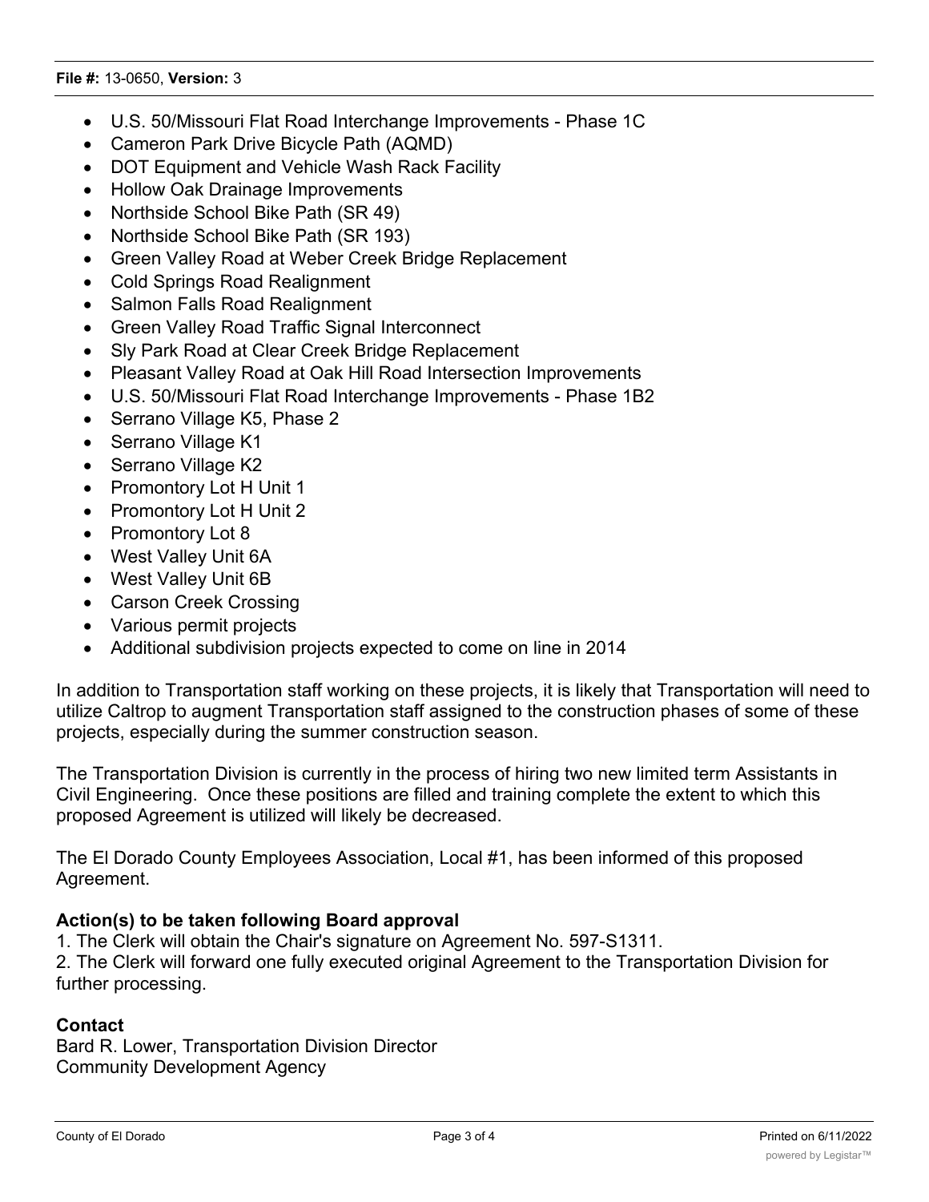- U.S. 50/Missouri Flat Road Interchange Improvements - Phase 1C
- Cameron Park Drive Bicycle Path (AQMD)
- DOT Equipment and Vehicle Wash Rack Facility
- Hollow Oak Drainage Improvements
- Northside School Bike Path (SR 49)
- Northside School Bike Path (SR 193)
- Green Valley Road at Weber Creek Bridge Replacement
- Cold Springs Road Realignment
- Salmon Falls Road Realignment
- Green Valley Road Traffic Signal Interconnect
- Sly Park Road at Clear Creek Bridge Replacement
- Pleasant Valley Road at Oak Hill Road Intersection Improvements
- U.S. 50/Missouri Flat Road Interchange Improvements - Phase 1B2
- Serrano Village K5, Phase 2
- Serrano Village K1
- Serrano Village K2
- Promontory Lot H Unit 1
- Promontory Lot H Unit 2
- Promontory Lot 8
- West Valley Unit 6A
- West Valley Unit 6B
- Carson Creek Crossing
- Various permit projects
- Additional subdivision projects expected to come on line in 2014

In addition to Transportation staff working on these projects, it is likely that Transportation will need to utilize Caltrop to augment Transportation staff assigned to the construction phases of some of these projects, especially during the summer construction season.

The Transportation Division is currently in the process of hiring two new limited term Assistants in Civil Engineering. Once these positions are filled and training complete the extent to which this proposed Agreement is utilized will likely be decreased.

The El Dorado County Employees Association, Local #1, has been informed of this proposed Agreement.

**Action(s) to be taken following Board approval**

1. The Clerk will obtain the Chair's signature on Agreement No. 597-S1311.
2. The Clerk will forward one fully executed original Agreement to the Transportation Division for further processing.

**Contact**

Bard R. Lower, Transportation Division Director
Community Development Agency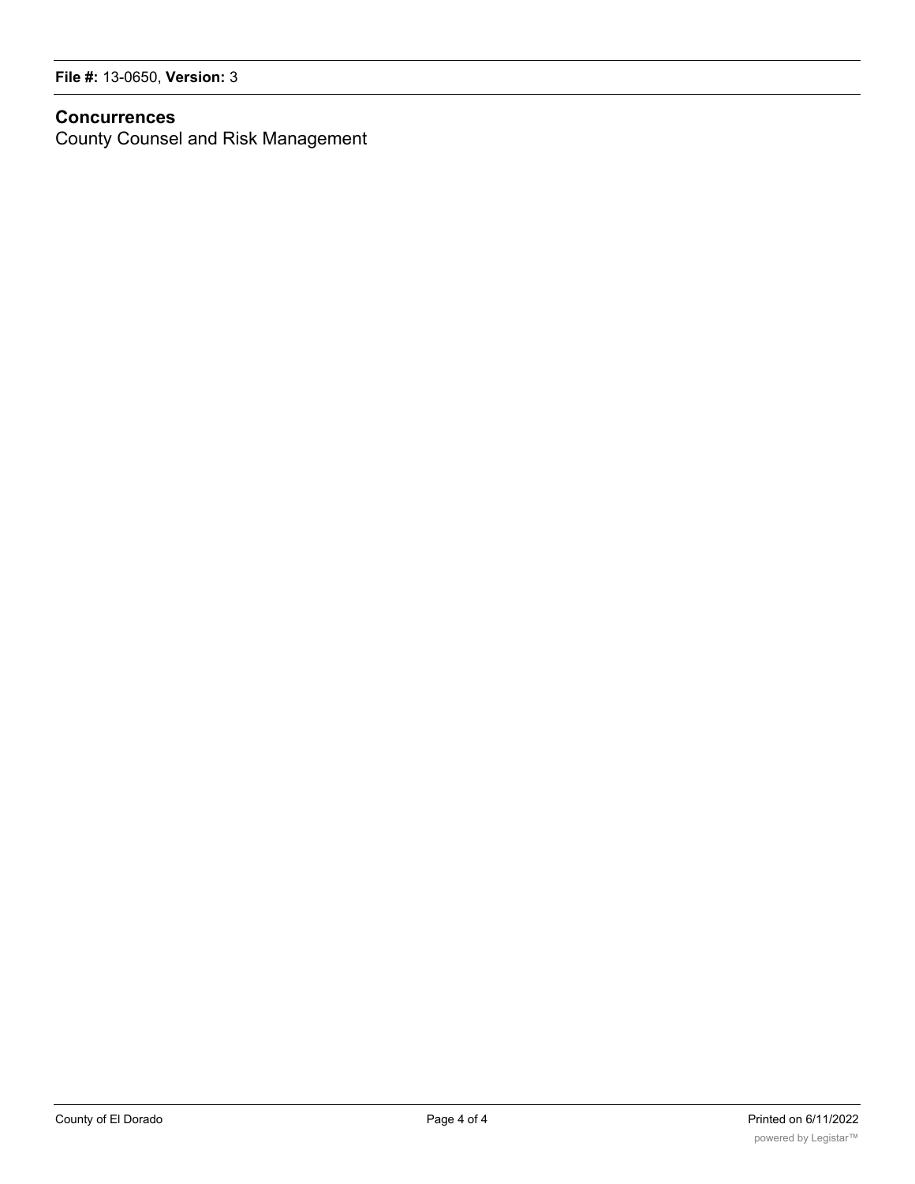## Concurrences

County Counsel and Risk Management